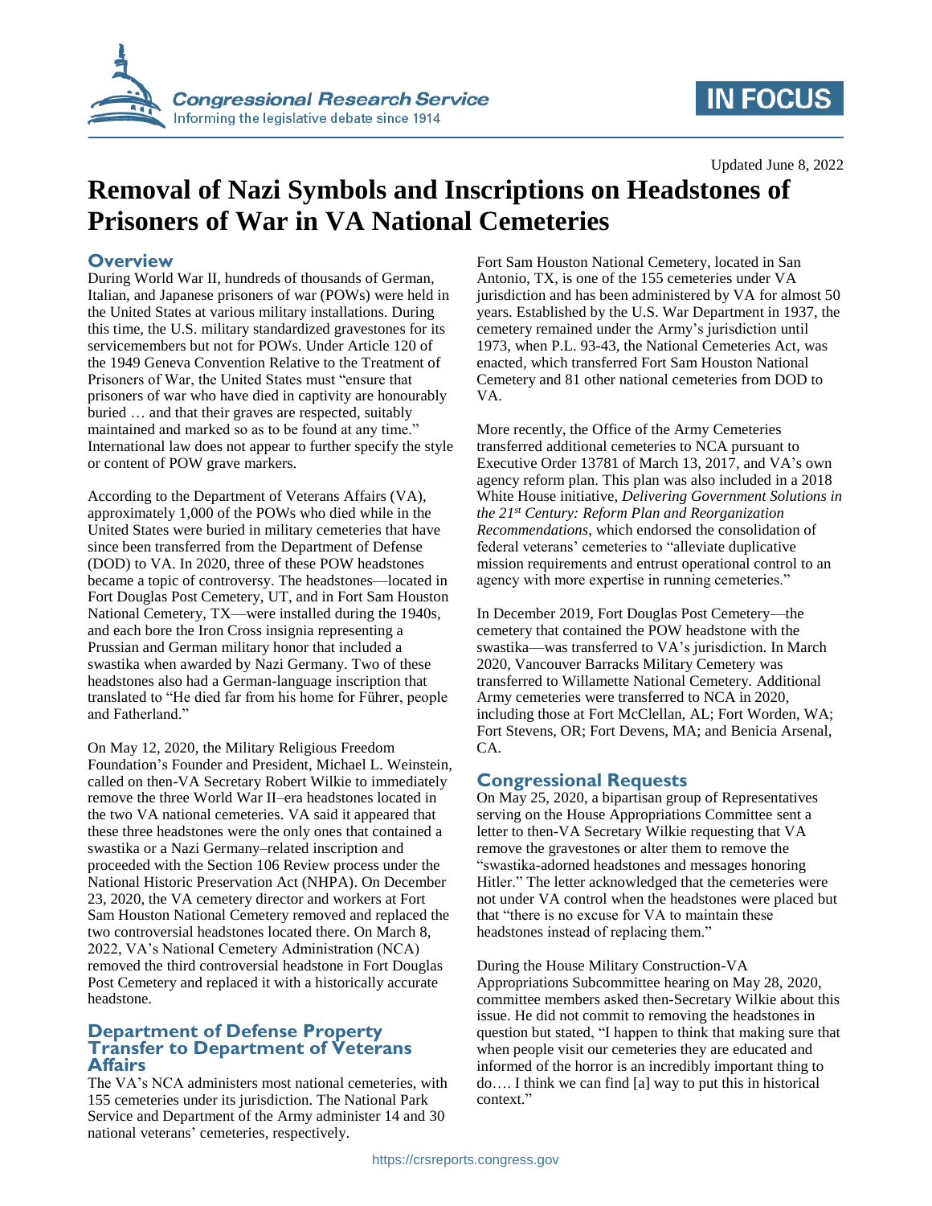Updated June 8, 2022

# Removal of Nazi Symbols and Inscriptions on Headstones of Prisoners of War in VA National Cemeteries

## Overview

During World War II, hundreds of thousands of German, Italian, and Japanese prisoners of war (POWs) were held in the United States at various military installations. During this time, the U.S. military standardized gravestones for its servicemembers but not for POWs. Under Article 120 of the 1949 Geneva Convention Relative to the Treatment of Prisoners of War, the United States must "ensure that prisoners of war who have died in captivity are honourably buried … and that their graves are respected, suitably maintained and marked so as to be found at any time." International law does not appear to further specify the style or content of POW grave markers.

According to the Department of Veterans Affairs (VA), approximately 1,000 of the POWs who died while in the United States were buried in military cemeteries that have since been transferred from the Department of Defense (DOD) to VA. In 2020, three of these POW headstones became a topic of controversy. The headstones—located in Fort Douglas Post Cemetery, UT, and in Fort Sam Houston National Cemetery, TX—were installed during the 1940s, and each bore the Iron Cross insignia representing a Prussian and German military honor that included a swastika when awarded by Nazi Germany. Two of these headstones also had a German-language inscription that translated to "He died far from his home for Führer, people and Fatherland."

On May 12, 2020, the Military Religious Freedom Foundation's Founder and President, Michael L. Weinstein, called on then-VA Secretary Robert Wilkie to immediately remove the three World War II–era headstones located in the two VA national cemeteries. VA said it appeared that these three headstones were the only ones that contained a swastika or a Nazi Germany–related inscription and proceeded with the Section 106 Review process under the National Historic Preservation Act (NHPA). On December 23, 2020, the VA cemetery director and workers at Fort Sam Houston National Cemetery removed and replaced the two controversial headstones located there. On March 8, 2022, VA's National Cemetery Administration (NCA) removed the third controversial headstone in Fort Douglas Post Cemetery and replaced it with a historically accurate headstone.

## Department of Defense Property Transfer to Department of Veterans Affairs

The VA's NCA administers most national cemeteries, with 155 cemeteries under its jurisdiction. The National Park Service and Department of the Army administer 14 and 30 national veterans' cemeteries, respectively.

Fort Sam Houston National Cemetery, located in San Antonio, TX, is one of the 155 cemeteries under VA jurisdiction and has been administered by VA for almost 50 years. Established by the U.S. War Department in 1937, the cemetery remained under the Army's jurisdiction until 1973, when P.L. 93-43, the National Cemeteries Act, was enacted, which transferred Fort Sam Houston National Cemetery and 81 other national cemeteries from DOD to VA.

More recently, the Office of the Army Cemeteries transferred additional cemeteries to NCA pursuant to Executive Order 13781 of March 13, 2017, and VA's own agency reform plan. This plan was also included in a 2018 White House initiative, *Delivering Government Solutions in the 21st Century: Reform Plan and Reorganization Recommendations*, which endorsed the consolidation of federal veterans' cemeteries to "alleviate duplicative mission requirements and entrust operational control to an agency with more expertise in running cemeteries."

In December 2019, Fort Douglas Post Cemetery—the cemetery that contained the POW headstone with the swastika—was transferred to VA's jurisdiction. In March 2020, Vancouver Barracks Military Cemetery was transferred to Willamette National Cemetery. Additional Army cemeteries were transferred to NCA in 2020, including those at Fort McClellan, AL; Fort Worden, WA; Fort Stevens, OR; Fort Devens, MA; and Benicia Arsenal, CA.

## Congressional Requests

On May 25, 2020, a bipartisan group of Representatives serving on the House Appropriations Committee sent a letter to then-VA Secretary Wilkie requesting that VA remove the gravestones or alter them to remove the "swastika-adorned headstones and messages honoring Hitler." The letter acknowledged that the cemeteries were not under VA control when the headstones were placed but that "there is no excuse for VA to maintain these headstones instead of replacing them."

During the House Military Construction-VA Appropriations Subcommittee hearing on May 28, 2020, committee members asked then-Secretary Wilkie about this issue. He did not commit to removing the headstones in question but stated, "I happen to think that making sure that when people visit our cemeteries they are educated and informed of the horror is an incredibly important thing to do…. I think we can find [a] way to put this in historical context."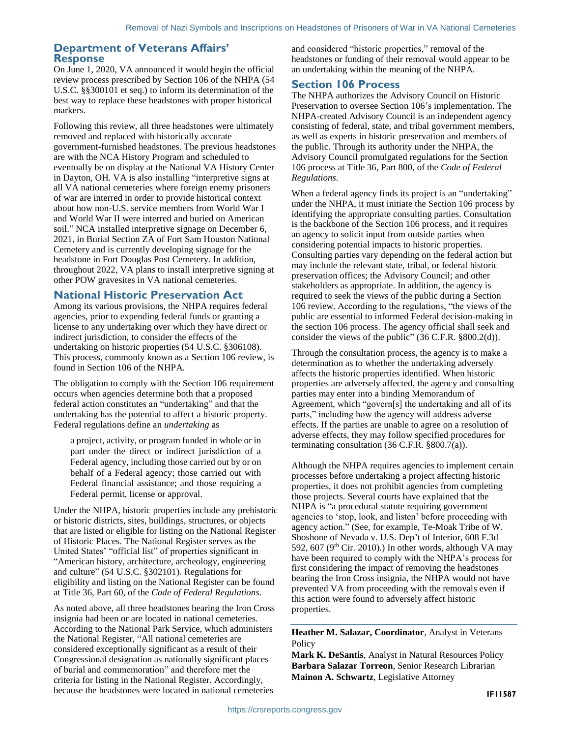## Department of Veterans Affairs' Response

On June 1, 2020, VA announced it would begin the official review process prescribed by Section 106 of the NHPA (54 U.S.C. §§300101 et seq.) to inform its determination of the best way to replace these headstones with proper historical markers.

Following this review, all three headstones were ultimately removed and replaced with historically accurate government-furnished headstones. The previous headstones are with the NCA History Program and scheduled to eventually be on display at the National VA History Center in Dayton, OH. VA is also installing "interpretive signs at all VA national cemeteries where foreign enemy prisoners of war are interred in order to provide historical context about how non-U.S. service members from World War I and World War II were interred and buried on American soil." NCA installed interpretive signage on December 6, 2021, in Burial Section ZA of Fort Sam Houston National Cemetery and is currently developing signage for the headstone in Fort Douglas Post Cemetery. In addition, throughout 2022, VA plans to install interpretive signing at other POW gravesites in VA national cemeteries.

## National Historic Preservation Act

Among its various provisions, the NHPA requires federal agencies, prior to expending federal funds or granting a license to any undertaking over which they have direct or indirect jurisdiction, to consider the effects of the undertaking on historic properties (54 U.S.C. §306108). This process, commonly known as a Section 106 review, is found in Section 106 of the NHPA.

The obligation to comply with the Section 106 requirement occurs when agencies determine both that a proposed federal action constitutes an "undertaking" and that the undertaking has the potential to affect a historic property. Federal regulations define an *undertaking* as

> a project, activity, or program funded in whole or in part under the direct or indirect jurisdiction of a Federal agency, including those carried out by or on behalf of a Federal agency; those carried out with Federal financial assistance; and those requiring a Federal permit, license or approval.

Under the NHPA, historic properties include any prehistoric or historic districts, sites, buildings, structures, or objects that are listed or eligible for listing on the National Register of Historic Places. The National Register serves as the United States' "official list" of properties significant in "American history, architecture, archeology, engineering and culture" (54 U.S.C. §302101). Regulations for eligibility and listing on the National Register can be found at Title 36, Part 60, of the *Code of Federal Regulations*.

As noted above, all three headstones bearing the Iron Cross insignia had been or are located in national cemeteries. According to the National Park Service, which administers the National Register, "All national cemeteries are considered exceptionally significant as a result of their Congressional designation as nationally significant places of burial and commemoration" and therefore met the criteria for listing in the National Register. Accordingly, because the headstones were located in national cemeteries and considered "historic properties," removal of the headstones or funding of their removal would appear to be an undertaking within the meaning of the NHPA.

## Section 106 Process

The NHPA authorizes the Advisory Council on Historic Preservation to oversee Section 106's implementation. The NHPA-created Advisory Council is an independent agency consisting of federal, state, and tribal government members, as well as experts in historic preservation and members of the public. Through its authority under the NHPA, the Advisory Council promulgated regulations for the Section 106 process at Title 36, Part 800, of the *Code of Federal Regulations*.

When a federal agency finds its project is an "undertaking" under the NHPA, it must initiate the Section 106 process by identifying the appropriate consulting parties. Consultation is the backbone of the Section 106 process, and it requires an agency to solicit input from outside parties when considering potential impacts to historic properties. Consulting parties vary depending on the federal action but may include the relevant state, tribal, or federal historic preservation offices; the Advisory Council; and other stakeholders as appropriate. In addition, the agency is required to seek the views of the public during a Section 106 review. According to the regulations, "the views of the public are essential to informed Federal decision-making in the section 106 process. The agency official shall seek and consider the views of the public" (36 C.F.R. §800.2(d)).

Through the consultation process, the agency is to make a determination as to whether the undertaking adversely affects the historic properties identified. When historic properties are adversely affected, the agency and consulting parties may enter into a binding Memorandum of Agreement, which "govern[s] the undertaking and all of its parts," including how the agency will address adverse effects. If the parties are unable to agree on a resolution of adverse effects, they may follow specified procedures for terminating consultation (36 C.F.R. §800.7(a)).

Although the NHPA requires agencies to implement certain processes before undertaking a project affecting historic properties, it does not prohibit agencies from completing those projects. Several courts have explained that the NHPA is "a procedural statute requiring government agencies to 'stop, look, and listen' before proceeding with agency action." (See, for example, Te-Moak Tribe of W. Shoshone of Nevada v. U.S. Dep't of Interior, 608 F.3d 592, 607 (9th Cir. 2010).) In other words, although VA may have been required to comply with the NHPA's process for first considering the impact of removing the headstones bearing the Iron Cross insignia, the NHPA would not have prevented VA from proceeding with the removals even if this action were found to adversely affect historic properties.

---

**Heather M. Salazar, Coordinator**, Analyst in Veterans Policy

**Mark K. DeSantis**, Analyst in Natural Resources Policy

**Barbara Salazar Torreon**, Senior Research Librarian

**Mainon A. Schwartz**, Legislative Attorney

IF11587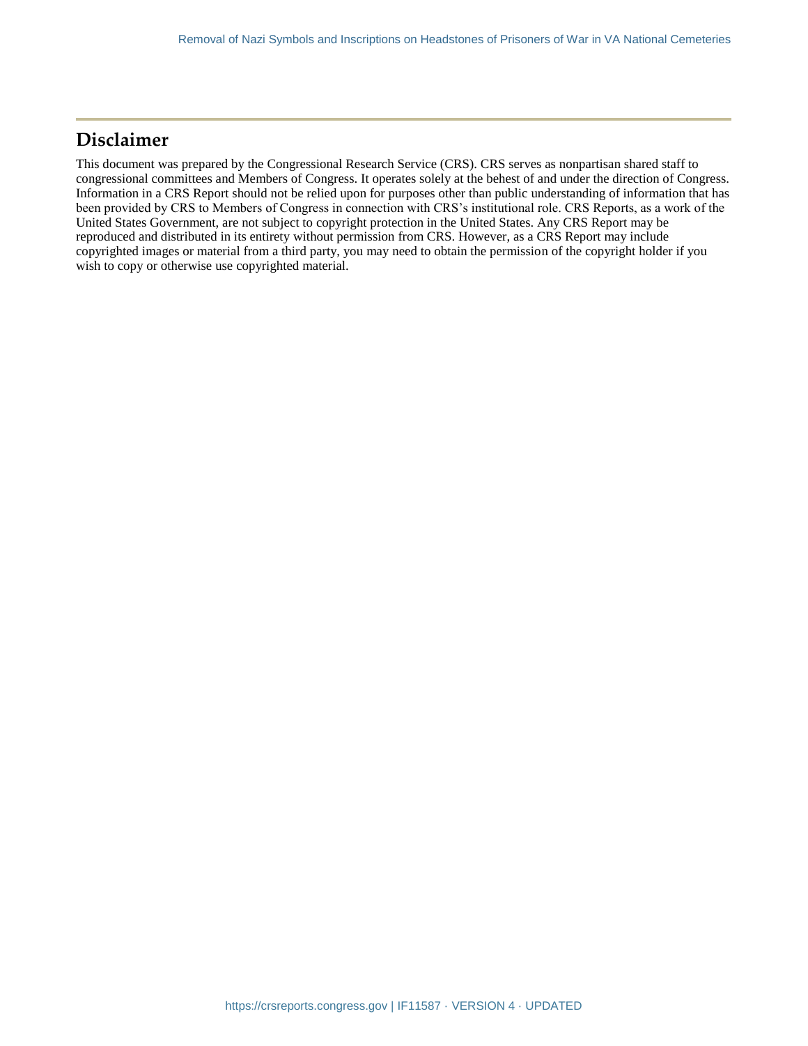## Disclaimer

This document was prepared by the Congressional Research Service (CRS). CRS serves as nonpartisan shared staff to congressional committees and Members of Congress. It operates solely at the behest of and under the direction of Congress. Information in a CRS Report should not be relied upon for purposes other than public understanding of information that has been provided by CRS to Members of Congress in connection with CRS's institutional role. CRS Reports, as a work of the United States Government, are not subject to copyright protection in the United States. Any CRS Report may be reproduced and distributed in its entirety without permission from CRS. However, as a CRS Report may include copyrighted images or material from a third party, you may need to obtain the permission of the copyright holder if you wish to copy or otherwise use copyrighted material.